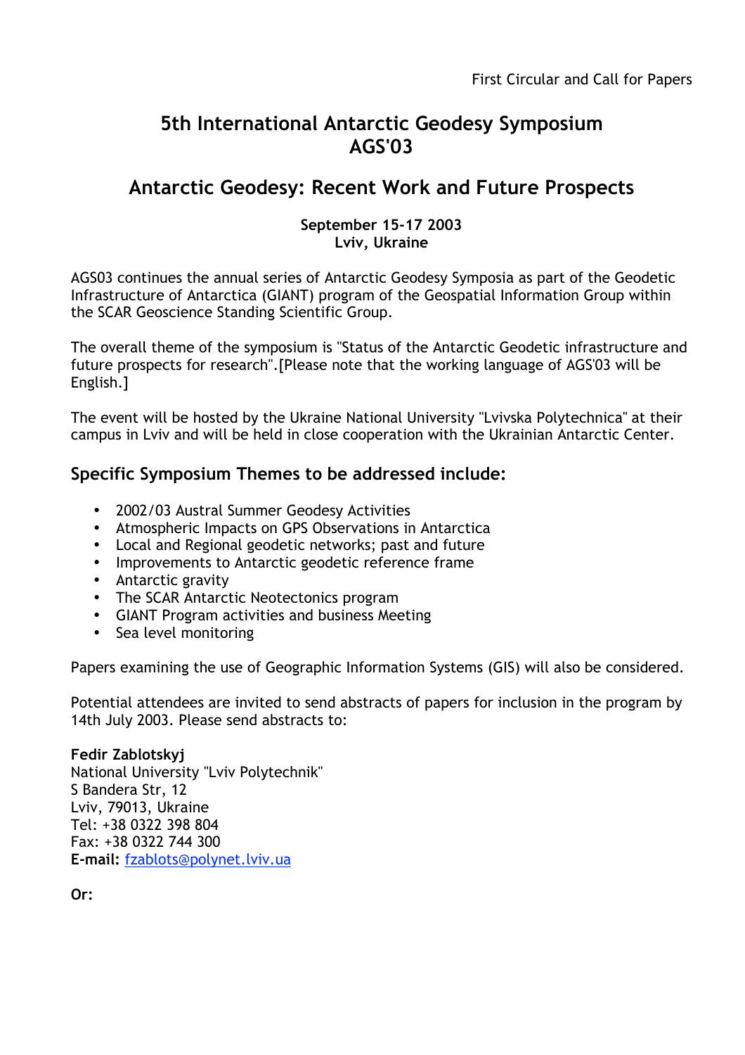First Circular and Call for Papers

# 5th International Antarctic Geodesy Symposium
# AGS'03

## Antarctic Geodesy: Recent Work and Future Prospects

**September 15-17 2003**
**Lviv, Ukraine**

AGS03 continues the annual series of Antarctic Geodesy Symposia as part of the Geodetic Infrastructure of Antarctica (GIANT) program of the Geospatial Information Group within the SCAR Geoscience Standing Scientific Group.

The overall theme of the symposium is "Status of the Antarctic Geodetic infrastructure and future prospects for research".[Please note that the working language of AGS'03 will be English.]

The event will be hosted by the Ukraine National University "Lvivska Polytechnica" at their campus in Lviv and will be held in close cooperation with the Ukrainian Antarctic Center.

### Specific Symposium Themes to be addressed include:

- 2002/03 Austral Summer Geodesy Activities
- Atmospheric Impacts on GPS Observations in Antarctica
- Local and Regional geodetic networks; past and future
- Improvements to Antarctic geodetic reference frame
- Antarctic gravity
- The SCAR Antarctic Neotectonics program
- GIANT Program activities and business Meeting
- Sea level monitoring

Papers examining the use of Geographic Information Systems (GIS) will also be considered.

Potential attendees are invited to send abstracts of papers for inclusion in the program by 14th July 2003. Please send abstracts to:

**Fedir Zablotskyj**
National University "Lviv Polytechnik"
S Bandera Str, 12
Lviv, 79013, Ukraine
Tel: +38 0322 398 804
Fax: +38 0322 744 300
**E-mail:** fzablots@polynet.lviv.ua

**Or:**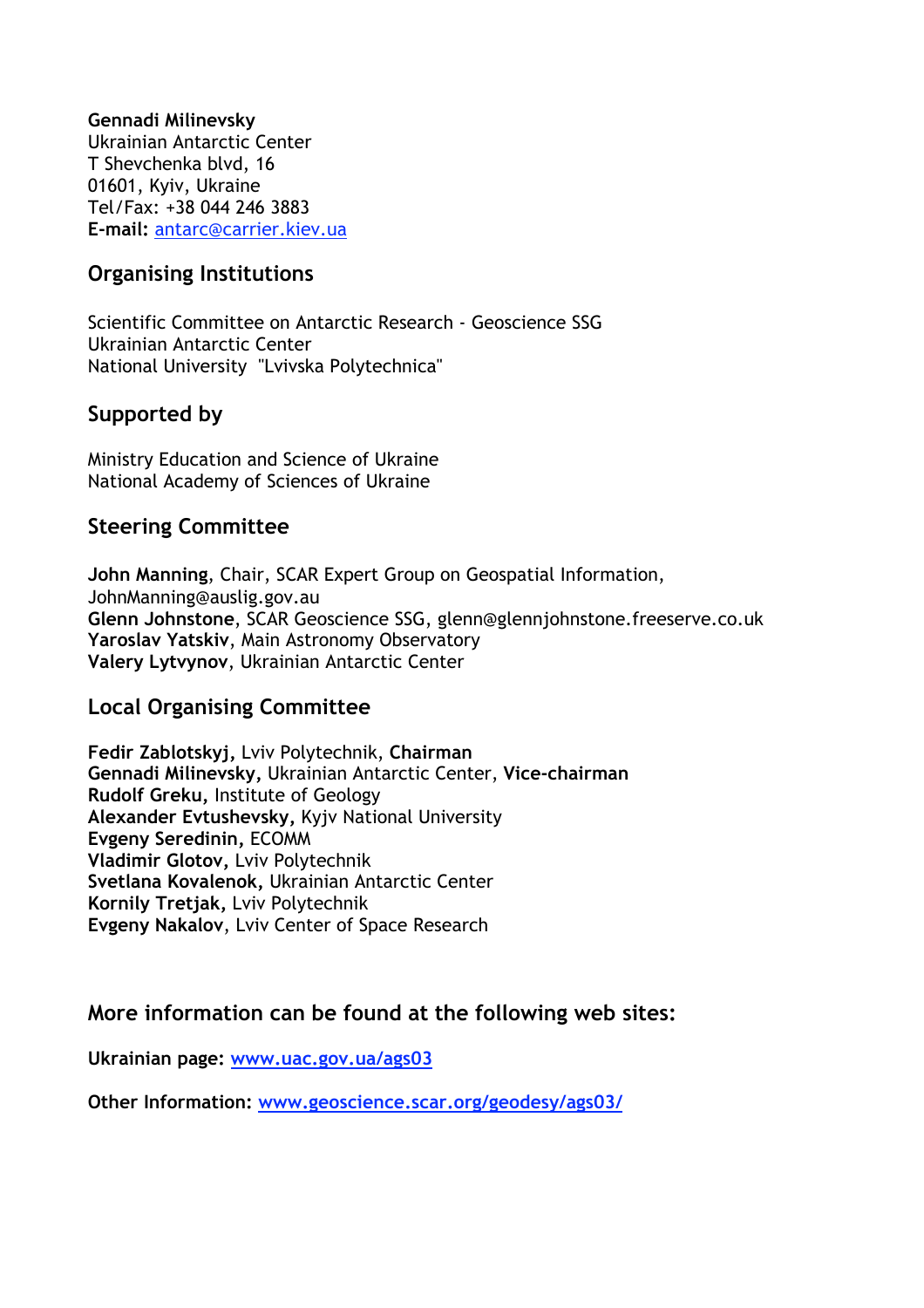**Gennadi Milinevsky**
Ukrainian Antarctic Center
T Shevchenka blvd, 16
01601, Kyiv, Ukraine
Tel/Fax: +38 044 246 3883
**E-mail:** antarc@carrier.kiev.ua

## Organising Institutions

Scientific Committee on Antarctic Research - Geoscience SSG
Ukrainian Antarctic Center
National University "Lvivska Polytechnica"

## Supported by

Ministry Education and Science of Ukraine
National Academy of Sciences of Ukraine

## Steering Committee

**John Manning**, Chair, SCAR Expert Group on Geospatial Information, JohnManning@auslig.gov.au
**Glenn Johnstone**, SCAR Geoscience SSG, glenn@glennjohnstone.freeserve.co.uk
**Yaroslav Yatskiv**, Main Astronomy Observatory
**Valery Lytvynov**, Ukrainian Antarctic Center

## Local Organising Committee

**Fedir Zablotskyj,** Lviv Polytechnik, **Chairman**
**Gennadi Milinevsky,** Ukrainian Antarctic Center, **Vice-chairman**
**Rudolf Greku,** Institute of Geology
**Alexander Evtushevsky,** Kyjv National University
**Evgeny Seredinin,** ECOMM
**Vladimir Glotov,** Lviv Polytechnik
**Svetlana Kovalenok,** Ukrainian Antarctic Center
**Kornily Tretjak,** Lviv Polytechnik
**Evgeny Nakalov**, Lviv Center of Space Research

## More information can be found at the following web sites:

**Ukrainian page:** www.uac.gov.ua/ags03

**Other Information:** www.geoscience.scar.org/geodesy/ags03/